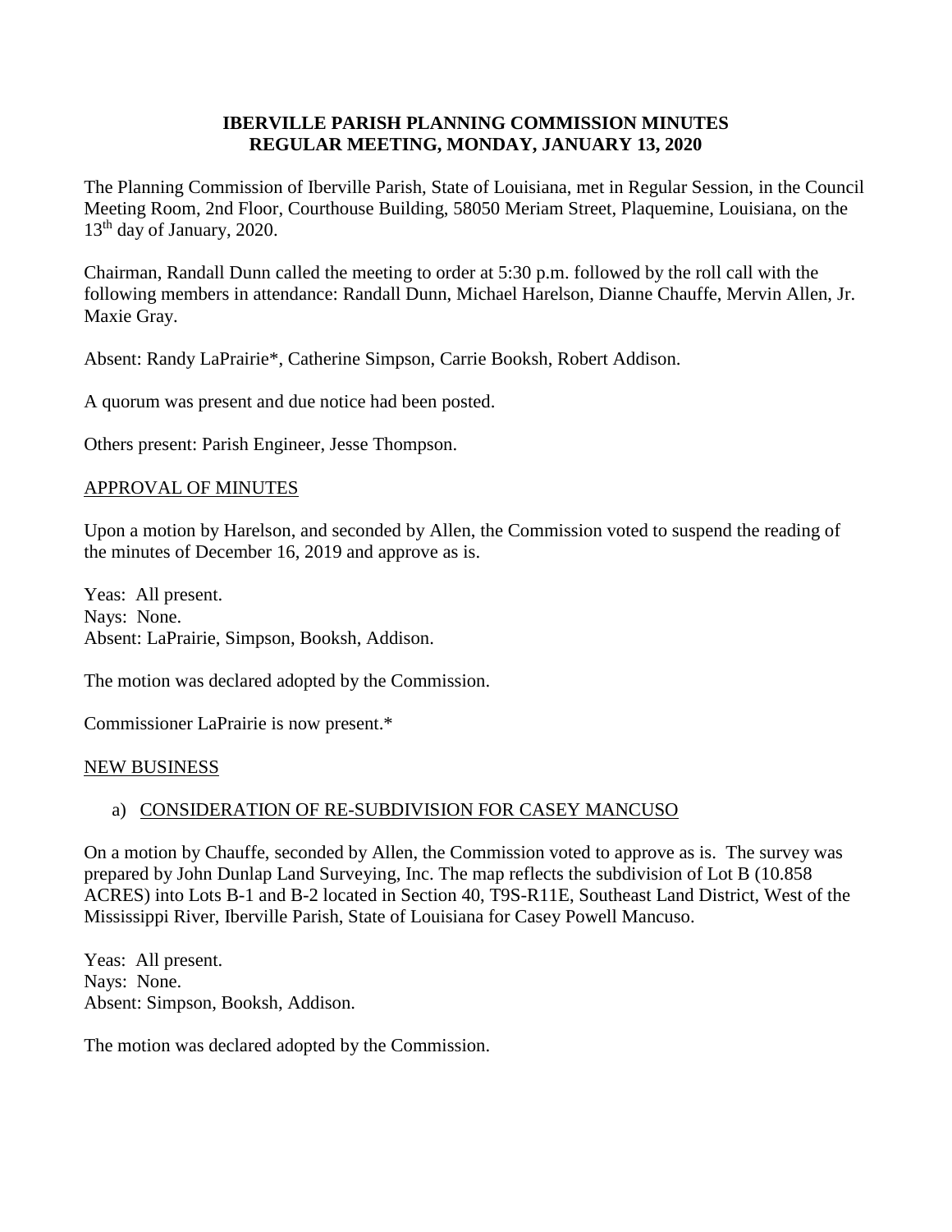**IBERVILLE PARISH PLANNING COMMISSION MINUTES**
**REGULAR MEETING, MONDAY, JANUARY 13, 2020**

The Planning Commission of Iberville Parish, State of Louisiana, met in Regular Session, in the Council Meeting Room, 2nd Floor, Courthouse Building, 58050 Meriam Street, Plaquemine, Louisiana, on the 13th day of January, 2020.

Chairman, Randall Dunn called the meeting to order at 5:30 p.m. followed by the roll call with the following members in attendance: Randall Dunn, Michael Harelson, Dianne Chauffe, Mervin Allen, Jr. Maxie Gray.

Absent: Randy LaPrairie*, Catherine Simpson, Carrie Booksh, Robert Addison.

A quorum was present and due notice had been posted.

Others present: Parish Engineer, Jesse Thompson.

APPROVAL OF MINUTES

Upon a motion by Harelson, and seconded by Allen, the Commission voted to suspend the reading of the minutes of December 16, 2019 and approve as is.

Yeas: All present.
Nays: None.
Absent: LaPrairie, Simpson, Booksh, Addison.

The motion was declared adopted by the Commission.

Commissioner LaPrairie is now present.*

NEW BUSINESS

a) CONSIDERATION OF RE-SUBDIVISION FOR CASEY MANCUSO

On a motion by Chauffe, seconded by Allen, the Commission voted to approve as is. The survey was prepared by John Dunlap Land Surveying, Inc. The map reflects the subdivision of Lot B (10.858 ACRES) into Lots B-1 and B-2 located in Section 40, T9S-R11E, Southeast Land District, West of the Mississippi River, Iberville Parish, State of Louisiana for Casey Powell Mancuso.

Yeas: All present.
Nays: None.
Absent: Simpson, Booksh, Addison.

The motion was declared adopted by the Commission.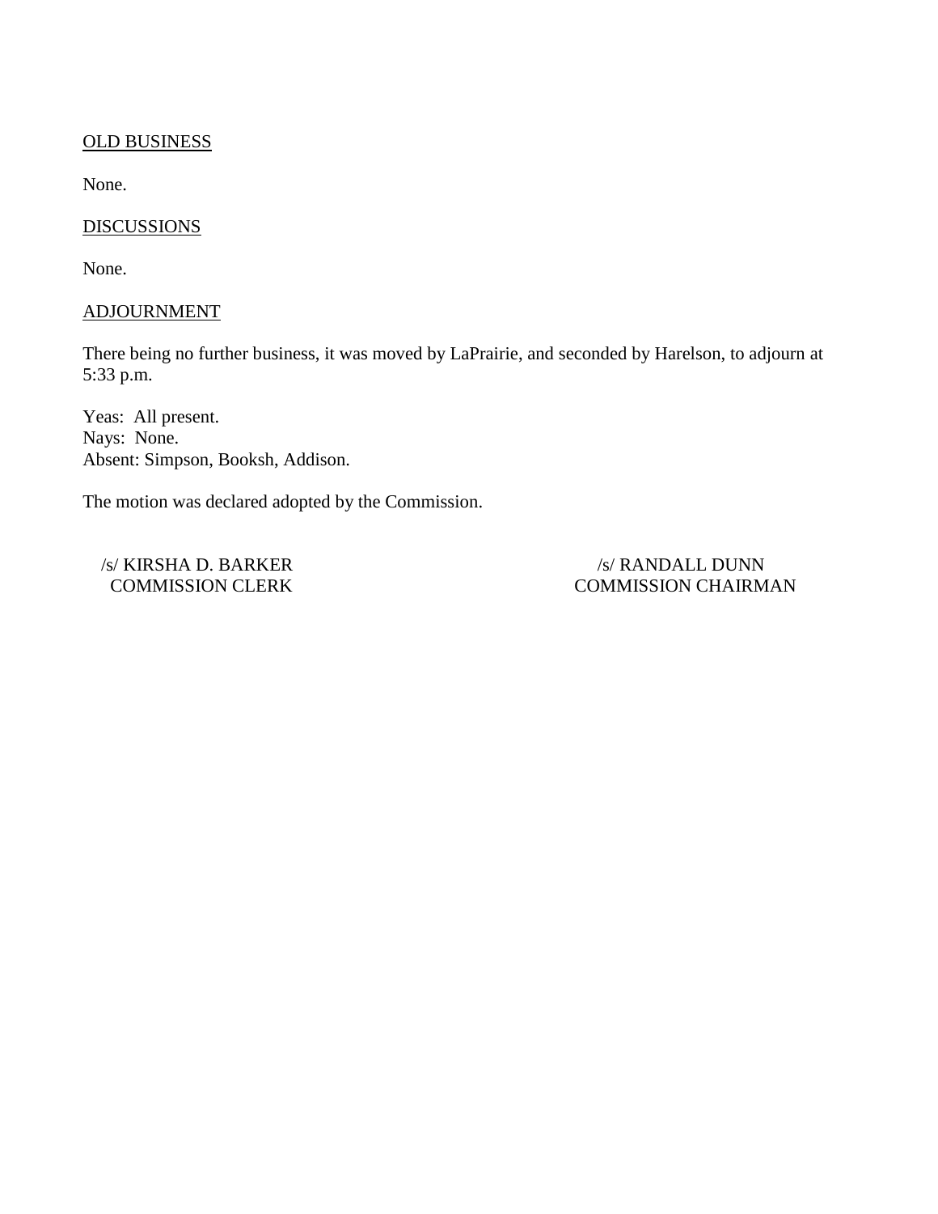<u>OLD BUSINESS</u>

None.

<u>DISCUSSIONS</u>

None.

<u>ADJOURNMENT</u>

There being no further business, it was moved by LaPrairie, and seconded by Harelson, to adjourn at 5:33 p.m.

Yeas: All present.
Nays: None.
Absent: Simpson, Booksh, Addison.

The motion was declared adopted by the Commission.

| | |
|---|---|
| /s/ KIRSHA D. BARKER<br>COMMISSION CLERK | /s/ RANDALL DUNN<br>COMMISSION CHAIRMAN |